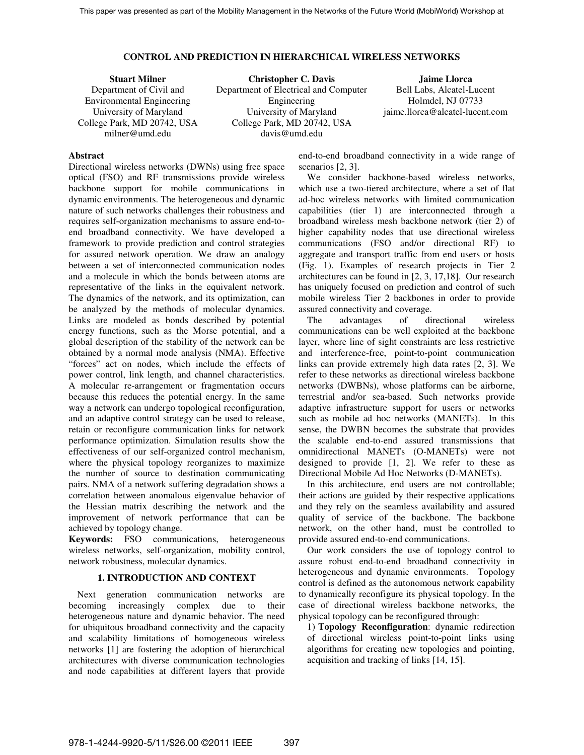# CONTROL AND PREDICTION IN HIERARCHICAL WIRELESS NETWORKS

**Stuart Milner**
Department of Civil and Environmental Engineering
University of Maryland
College Park, MD 20742, USA
milner@umd.edu

**Christopher C. Davis**
Department of Electrical and Computer Engineering
University of Maryland
College Park, MD 20742, USA
davis@umd.edu

**Jaime Llorca**
Bell Labs, Alcatel-Lucent
Holmdel, NJ 07733
jaime.llorca@alcatel-lucent.com

## Abstract

Directional wireless networks (DWNs) using free space optical (FSO) and RF transmissions provide wireless backbone support for mobile communications in dynamic environments. The heterogeneous and dynamic nature of such networks challenges their robustness and requires self-organization mechanisms to assure end-to-end broadband connectivity. We have developed a framework to provide prediction and control strategies for assured network operation. We draw an analogy between a set of interconnected communication nodes and a molecule in which the bonds between atoms are representative of the links in the equivalent network. The dynamics of the network, and its optimization, can be analyzed by the methods of molecular dynamics. Links are modeled as bonds described by potential energy functions, such as the Morse potential, and a global description of the stability of the network can be obtained by a normal mode analysis (NMA). Effective "forces" act on nodes, which include the effects of power control, link length, and channel characteristics. A molecular re-arrangement or fragmentation occurs because this reduces the potential energy. In the same way a network can undergo topological reconfiguration, and an adaptive control strategy can be used to release, retain or reconfigure communication links for network performance optimization. Simulation results show the effectiveness of our self-organized control mechanism, where the physical topology reorganizes to maximize the number of source to destination communicating pairs. NMA of a network suffering degradation shows a correlation between anomalous eigenvalue behavior of the Hessian matrix describing the network and the improvement of network performance that can be achieved by topology change.

**Keywords:** FSO communications, heterogeneous wireless networks, self-organization, mobility control, network robustness, molecular dynamics.

## 1. INTRODUCTION AND CONTEXT

Next generation communication networks are becoming increasingly complex due to their heterogeneous nature and dynamic behavior. The need for ubiquitous broadband connectivity and the capacity and scalability limitations of homogeneous wireless networks [1] are fostering the adoption of hierarchical architectures with diverse communication technologies and node capabilities at different layers that provide end-to-end broadband connectivity in a wide range of scenarios [2, 3].

We consider backbone-based wireless networks, which use a two-tiered architecture, where a set of flat ad-hoc wireless networks with limited communication capabilities (tier 1) are interconnected through a broadband wireless mesh backbone network (tier 2) of higher capability nodes that use directional wireless communications (FSO and/or directional RF) to aggregate and transport traffic from end users or hosts (Fig. 1). Examples of research projects in Tier 2 architectures can be found in [2, 3, 17,18]. Our research has uniquely focused on prediction and control of such mobile wireless Tier 2 backbones in order to provide assured connectivity and coverage.

The advantages of directional wireless communications can be well exploited at the backbone layer, where line of sight constraints are less restrictive and interference-free, point-to-point communication links can provide extremely high data rates [2, 3]. We refer to these networks as directional wireless backbone networks (DWBNs), whose platforms can be airborne, terrestrial and/or sea-based. Such networks provide adaptive infrastructure support for users or networks such as mobile ad hoc networks (MANETs). In this sense, the DWBN becomes the substrate that provides the scalable end-to-end assured transmissions that omnidirectional MANETs (O-MANETs) were not designed to provide [1, 2]. We refer to these as Directional Mobile Ad Hoc Networks (D-MANETs).

In this architecture, end users are not controllable; their actions are guided by their respective applications and they rely on the seamless availability and assured quality of service of the backbone. The backbone network, on the other hand, must be controlled to provide assured end-to-end communications.

Our work considers the use of topology control to assure robust end-to-end broadband connectivity in heterogeneous and dynamic environments. Topology control is defined as the autonomous network capability to dynamically reconfigure its physical topology. In the case of directional wireless backbone networks, the physical topology can be reconfigured through:

1) **Topology Reconfiguration**: dynamic redirection of directional wireless point-to-point links using algorithms for creating new topologies and pointing, acquisition and tracking of links [14, 15].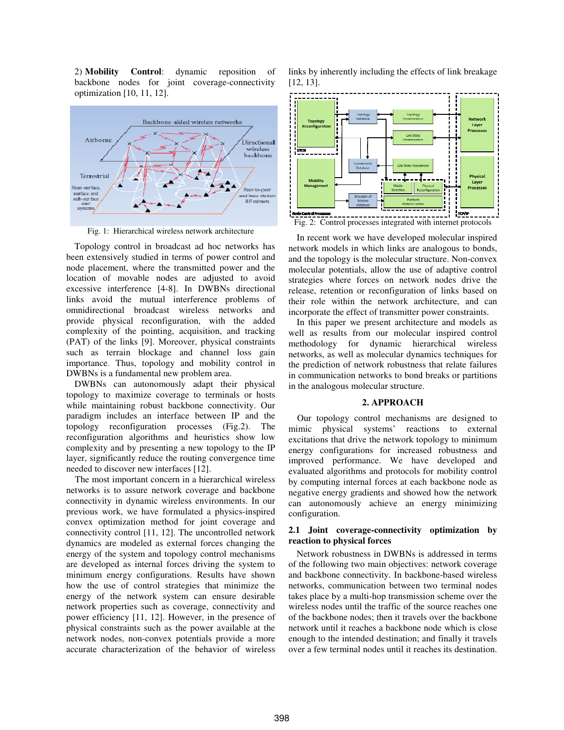2) **Mobility Control**: dynamic reposition of backbone nodes for joint coverage-connectivity optimization [10, 11, 12].

Fig. 1: Hierarchical wireless network architecture

Topology control in broadcast ad hoc networks has been extensively studied in terms of power control and node placement, where the transmitted power and the location of movable nodes are adjusted to avoid excessive interference [4-8]. In DWBNs directional links avoid the mutual interference problems of omnidirectional broadcast wireless networks and provide physical reconfiguration, with the added complexity of the pointing, acquisition, and tracking (PAT) of the links [9]. Moreover, physical constraints such as terrain blockage and channel loss gain importance. Thus, topology and mobility control in DWBNs is a fundamental new problem area.

DWBNs can autonomously adapt their physical topology to maximize coverage to terminals or hosts while maintaining robust backbone connectivity. Our paradigm includes an interface between IP and the topology reconfiguration processes (Fig.2). The reconfiguration algorithms and heuristics show low complexity and by presenting a new topology to the IP layer, significantly reduce the routing convergence time needed to discover new interfaces [12].

The most important concern in a hierarchical wireless networks is to assure network coverage and backbone connectivity in dynamic wireless environments. In our previous work, we have formulated a physics-inspired convex optimization method for joint coverage and connectivity control [11, 12]. The uncontrolled network dynamics are modeled as external forces changing the energy of the system and topology control mechanisms are developed as internal forces driving the system to minimum energy configurations. Results have shown how the use of control strategies that minimize the energy of the network system can ensure desirable network properties such as coverage, connectivity and power efficiency [11, 12]. However, in the presence of physical constraints such as the power available at the network nodes, non-convex potentials provide a more accurate characterization of the behavior of wireless links by inherently including the effects of link breakage [12, 13].

Fig. 2: Control processes integrated with internet protocols

In recent work we have developed molecular inspired network models in which links are analogous to bonds, and the topology is the molecular structure. Non-convex molecular potentials, allow the use of adaptive control strategies where forces on network nodes drive the release, retention or reconfiguration of links based on their role within the network architecture, and can incorporate the effect of transmitter power constraints.

In this paper we present architecture and models as well as results from our molecular inspired control methodology for dynamic hierarchical wireless networks, as well as molecular dynamics techniques for the prediction of network robustness that relate failures in communication networks to bond breaks or partitions in the analogous molecular structure.

## 2. APPROACH

Our topology control mechanisms are designed to mimic physical systems' reactions to external excitations that drive the network topology to minimum energy configurations for increased robustness and improved performance. We have developed and evaluated algorithms and protocols for mobility control by computing internal forces at each backbone node as negative energy gradients and showed how the network can autonomously achieve an energy minimizing configuration.

### 2.1 Joint coverage-connectivity optimization by reaction to physical forces

Network robustness in DWBNs is addressed in terms of the following two main objectives: network coverage and backbone connectivity. In backbone-based wireless networks, communication between two terminal nodes takes place by a multi-hop transmission scheme over the wireless nodes until the traffic of the source reaches one of the backbone nodes; then it travels over the backbone network until it reaches a backbone node which is close enough to the intended destination; and finally it travels over a few terminal nodes until it reaches its destination.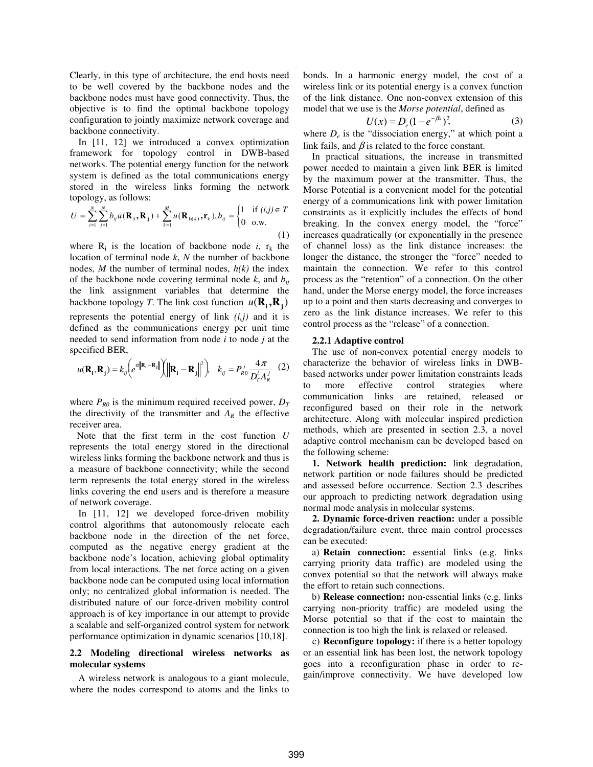Clearly, in this type of architecture, the end hosts need to be well covered by the backbone nodes and the backbone nodes must have good connectivity. Thus, the objective is to find the optimal backbone topology configuration to jointly maximize network coverage and backbone connectivity.

In [11, 12] we introduced a convex optimization framework for topology control in DWB-based networks. The potential energy function for the network system is defined as the total communications energy stored in the wireless links forming the network topology, as follows:

$$U = \sum_{i=1}^{N}\sum_{j=1}^{N} b_{ij} u(\mathbf{R_i}, \mathbf{R_j}) + \sum_{k=1}^{M} u(\mathbf{R}_{\mathbf{h}(k)}, \mathbf{r}_k), b_{ij} = \begin{cases} 1 & \text{if } (i,j) \in T \\ 0 & \text{o.w.} \end{cases} \quad (1)$$

where $R_i$ is the location of backbone node *i*, $r_k$ the location of terminal node *k*, *N* the number of backbone nodes, *M* the number of terminal nodes, *h(k)* the index of the backbone node covering terminal node *k*, and $b_{ij}$ the link assignment variables that determine the backbone topology *T*. The link cost function $u(\mathbf{R_i}, \mathbf{R_j})$ represents the potential energy of link *(i,j)* and it is defined as the communications energy per unit time needed to send information from node *i* to node *j* at the specified BER,

$$u(\mathbf{R_i}, \mathbf{R_j}) = k_{ij}\left(e^{\alpha\|\mathbf{R_i}-\mathbf{R_j}\|}\right)\left(\|\mathbf{R_i}-\mathbf{R_j}\|^2\right), \quad k_{ij} = P_{R0}^{j}\frac{4\pi}{D_T^i A_R^j} \quad (2)$$

where $P_{R0}$ is the minimum required received power, $D_T$ the directivity of the transmitter and $A_R$ the effective receiver area.

Note that the first term in the cost function *U* represents the total energy stored in the directional wireless links forming the backbone network and thus is a measure of backbone connectivity; while the second term represents the total energy stored in the wireless links covering the end users and is therefore a measure of network coverage.

In [11, 12] we developed force-driven mobility control algorithms that autonomously relocate each backbone node in the direction of the net force, computed as the negative energy gradient at the backbone node's location, achieving global optimality from local interactions. The net force acting on a given backbone node can be computed using local information only; no centralized global information is needed. The distributed nature of our force-driven mobility control approach is of key importance in our attempt to provide a scalable and self-organized control system for network performance optimization in dynamic scenarios [10,18].

### 2.2 Modeling directional wireless networks as molecular systems

A wireless network is analogous to a giant molecule, where the nodes correspond to atoms and the links to bonds. In a harmonic energy model, the cost of a wireless link or its potential energy is a convex function of the link distance. One non-convex extension of this model that we use is the *Morse potential*, defined as

$$U(x) = D_e(1-e^{-\beta x})^2, \quad (3)$$

where $D_e$ is the "dissociation energy," at which point a link fails, and $\beta$ is related to the force constant.

In practical situations, the increase in transmitted power needed to maintain a given link BER is limited by the maximum power at the transmitter. Thus, the Morse Potential is a convenient model for the potential energy of a communications link with power limitation constraints as it explicitly includes the effects of bond breaking. In the convex energy model, the "force" increases quadratically (or exponentially in the presence of channel loss) as the link distance increases: the longer the distance, the stronger the "force" needed to maintain the connection. We refer to this control process as the "retention" of a connection. On the other hand, under the Morse energy model, the force increases up to a point and then starts decreasing and converges to zero as the link distance increases. We refer to this control process as the "release" of a connection.

#### 2.2.1 Adaptive control

The use of non-convex potential energy models to characterize the behavior of wireless links in DWB-based networks under power limitation constraints leads to more effective control strategies where communication links are retained, released or reconfigured based on their role in the network architecture. Along with molecular inspired prediction methods, which are presented in section 2.3, a novel adaptive control mechanism can be developed based on the following scheme:

**1. Network health prediction:** link degradation, network partition or node failures should be predicted and assessed before occurrence. Section 2.3 describes our approach to predicting network degradation using normal mode analysis in molecular systems.

**2. Dynamic force-driven reaction:** under a possible degradation/failure event, three main control processes can be executed:

a) **Retain connection:** essential links (e.g. links carrying priority data traffic) are modeled using the convex potential so that the network will always make the effort to retain such connections.

b) **Release connection:** non-essential links (e.g. links carrying non-priority traffic) are modeled using the Morse potential so that if the cost to maintain the connection is too high the link is relaxed or released.

c) **Reconfigure topology:** if there is a better topology or an essential link has been lost, the network topology goes into a reconfiguration phase in order to re-gain/improve connectivity. We have developed low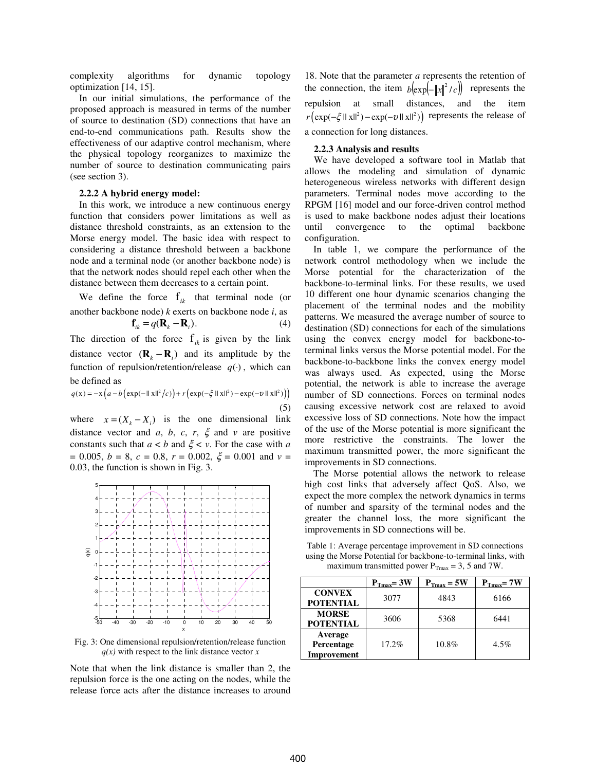complexity algorithms for dynamic topology optimization [14, 15].

In our initial simulations, the performance of the proposed approach is measured in terms of the number of source to destination (SD) connections that have an end-to-end communications path. Results show the effectiveness of our adaptive control mechanism, where the physical topology reorganizes to maximize the number of source to destination communicating pairs (see section 3).

### 2.2.2 A hybrid energy model:

In this work, we introduce a new continuous energy function that considers power limitations as well as distance threshold constraints, as an extension to the Morse energy model. The basic idea with respect to considering a distance threshold between a backbone node and a terminal node (or another backbone node) is that the network nodes should repel each other when the distance between them decreases to a certain point.

We define the force $\mathrm{f}_{ik}$ that terminal node (or another backbone node) $k$ exerts on backbone node $i$, as

$$\mathbf{f}_{ik} = q(\mathbf{R}_k - \mathbf{R}_i). \quad (4)$$

The direction of the force $\mathrm{f}_{ik}$ is given by the link distance vector $(\mathbf{R}_k - \mathbf{R}_i)$ and its amplitude by the function of repulsion/retention/release $q(\cdot)$, which can be defined as

$$q(\mathrm{x}) = -\mathrm{x}\left(a - b\left(\exp(-\|\mathrm{x}\|^2/c)\right) + r\left(\exp(-\xi\|\mathrm{x}\|^2) - \exp(-\upsilon\|\mathrm{x}\|^2)\right)\right) \quad (5)$$

where $x = (X_k - X_i)$ is the one dimensional link distance vector and $a$, $b$, $c$, $r$, $\xi$ and $v$ are positive constants such that $a < b$ and $\xi < v$. For the case with $a = 0.005$, $b = 8$, $c = 0.8$, $r = 0.002$, $\xi = 0.001$ and $v = 0.03$, the function is shown in Fig. 3.

Fig. 3: One dimensional repulsion/retention/release function $q(x)$ with respect to the link distance vector $x$

Note that when the link distance is smaller than 2, the repulsion force is the one acting on the nodes, while the release force acts after the distance increases to around 18. Note that the parameter $a$ represents the retention of the connection, the item $b\left(\exp\left(-\|x\|^2/c\right)\right)$ represents the repulsion at small distances, and the item $r\left(\exp(-\xi\|\mathrm{x}\|^2) - \exp(-\upsilon\|\mathrm{x}\|^2)\right)$ represents the release of a connection for long distances.

### 2.2.3 Analysis and results

We have developed a software tool in Matlab that allows the modeling and simulation of dynamic heterogeneous wireless networks with different design parameters. Terminal nodes move according to the RPGM [16] model and our force-driven control method is used to make backbone nodes adjust their locations until convergence to the optimal backbone configuration.

In table 1, we compare the performance of the network control methodology when we include the Morse potential for the characterization of the backbone-to-terminal links. For these results, we used 10 different one hour dynamic scenarios changing the placement of the terminal nodes and the mobility patterns. We measured the average number of source to destination (SD) connections for each of the simulations using the convex energy model for backbone-to-terminal links versus the Morse potential model. For the backbone-to-backbone links the convex energy model was always used. As expected, using the Morse potential, the network is able to increase the average number of SD connections. Forces on terminal nodes causing excessive network cost are relaxed to avoid excessive loss of SD connections. Note how the impact of the use of the Morse potential is more significant the more restrictive the constraints. The lower the maximum transmitted power, the more significant the improvements in SD connections.

The Morse potential allows the network to release high cost links that adversely affect QoS. Also, we expect the more complex the network dynamics in terms of number and sparsity of the terminal nodes and the greater the channel loss, the more significant the improvements in SD connections will be.

Table 1: Average percentage improvement in SD connections using the Morse Potential for backbone-to-terminal links, with maximum transmitted power $P_{Tmax}$ = 3, 5 and 7W.

| | $P_{Tmax}$= 3W | $P_{Tmax}$ = 5W | $P_{Tmax}$= 7W |
|---|---|---|---|
| **CONVEX POTENTIAL** | 3077 | 4843 | 6166 |
| **MORSE POTENTIAL** | 3606 | 5368 | 6441 |
| **Average Percentage Improvement** | 17.2% | 10.8% | 4.5% |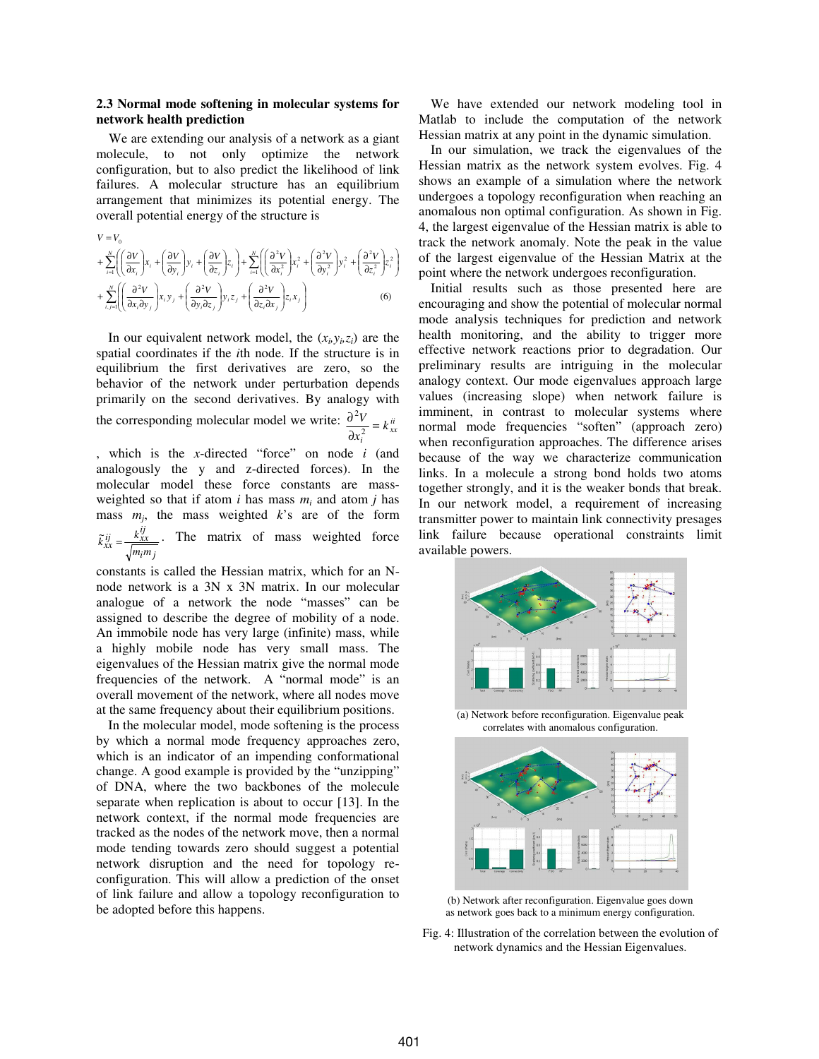### 2.3 Normal mode softening in molecular systems for network health prediction

We are extending our analysis of a network as a giant molecule, to not only optimize the network configuration, but to also predict the likelihood of link failures. A molecular structure has an equilibrium arrangement that minimizes its potential energy. The overall potential energy of the structure is

$$
\begin{aligned}
V &= V_0 \\
&+ \sum_{i=1}^{N}\left(\left(\frac{\partial V}{\partial x_i}\right)x_i + \left(\frac{\partial V}{\partial y_i}\right)y_i + \left(\frac{\partial V}{\partial z_i}\right)z_i\right) + \sum_{i=1}^{N}\left(\left(\frac{\partial^2 V}{\partial x_i^2}\right)x_i^2 + \left(\frac{\partial^2 V}{\partial y_i^2}\right)y_i^2 + \left(\frac{\partial^2 V}{\partial z_i^2}\right)z_i^2\right) \\
&+ \sum_{i,j=1}^{N}\left(\left(\frac{\partial^2 V}{\partial x_i \partial y_j}\right)x_i y_j + \left(\frac{\partial^2 V}{\partial y_i \partial z_j}\right)y_i z_j + \left(\frac{\partial^2 V}{\partial z_i \partial x_j}\right)z_i x_j\right) \qquad (6)
\end{aligned}
$$

In our equivalent network model, the $(x_i, y_i, z_i)$ are the spatial coordinates if the $i$th node. If the structure is in equilibrium the first derivatives are zero, so the behavior of the network under perturbation depends primarily on the second derivatives. By analogy with the corresponding molecular model we write: $\frac{\partial^2 V}{\partial x_i^2} = k_{xx}^{ii}$, which is the $x$-directed "force" on node $i$ (and analogously the y and z-directed forces). In the molecular model these force constants are mass-weighted so that if atom $i$ has mass $m_i$ and atom $j$ has mass $m_j$, the mass weighted $k$'s are of the form $\tilde{k}_{xx}^{ij} = \frac{k_{xx}^{ij}}{\sqrt{m_i m_j}}$. The matrix of mass weighted force constants is called the Hessian matrix, which for an N-node network is a 3N x 3N matrix. In our molecular analogue of a network the node "masses" can be assigned to describe the degree of mobility of a node. An immobile node has very large (infinite) mass, while a highly mobile node has very small mass. The eigenvalues of the Hessian matrix give the normal mode frequencies of the network. A "normal mode" is an overall movement of the network, where all nodes move at the same frequency about their equilibrium positions.

In the molecular model, mode softening is the process by which a normal mode frequency approaches zero, which is an indicator of an impending conformational change. A good example is provided by the "unzipping" of DNA, where the two backbones of the molecule separate when replication is about to occur [13]. In the network context, if the normal mode frequencies are tracked as the nodes of the network move, then a normal mode tending towards zero should suggest a potential network disruption and the need for topology re-configuration. This will allow a prediction of the onset of link failure and allow a topology reconfiguration to be adopted before this happens.

We have extended our network modeling tool in Matlab to include the computation of the network Hessian matrix at any point in the dynamic simulation.

In our simulation, we track the eigenvalues of the Hessian matrix as the network system evolves. Fig. 4 shows an example of a simulation where the network undergoes a topology reconfiguration when reaching an anomalous non optimal configuration. As shown in Fig. 4, the largest eigenvalue of the Hessian matrix is able to track the network anomaly. Note the peak in the value of the largest eigenvalue of the Hessian Matrix at the point where the network undergoes reconfiguration.

Initial results such as those presented here are encouraging and show the potential of molecular normal mode analysis techniques for prediction and network health monitoring, and the ability to trigger more effective network reactions prior to degradation. Our preliminary results are intriguing in the molecular analogy context. Our mode eigenvalues approach large values (increasing slope) when network failure is imminent, in contrast to molecular systems where normal mode frequencies "soften" (approach zero) when reconfiguration approaches. The difference arises because of the way we characterize communication links. In a molecule a strong bond holds two atoms together strongly, and it is the weaker bonds that break. In our network model, a requirement of increasing transmitter power to maintain link connectivity presages link failure because operational constraints limit available powers.

(a) Network before reconfiguration. Eigenvalue peak correlates with anomalous configuration.

(b) Network after reconfiguration. Eigenvalue goes down as network goes back to a minimum energy configuration.

Fig. 4: Illustration of the correlation between the evolution of network dynamics and the Hessian Eigenvalues.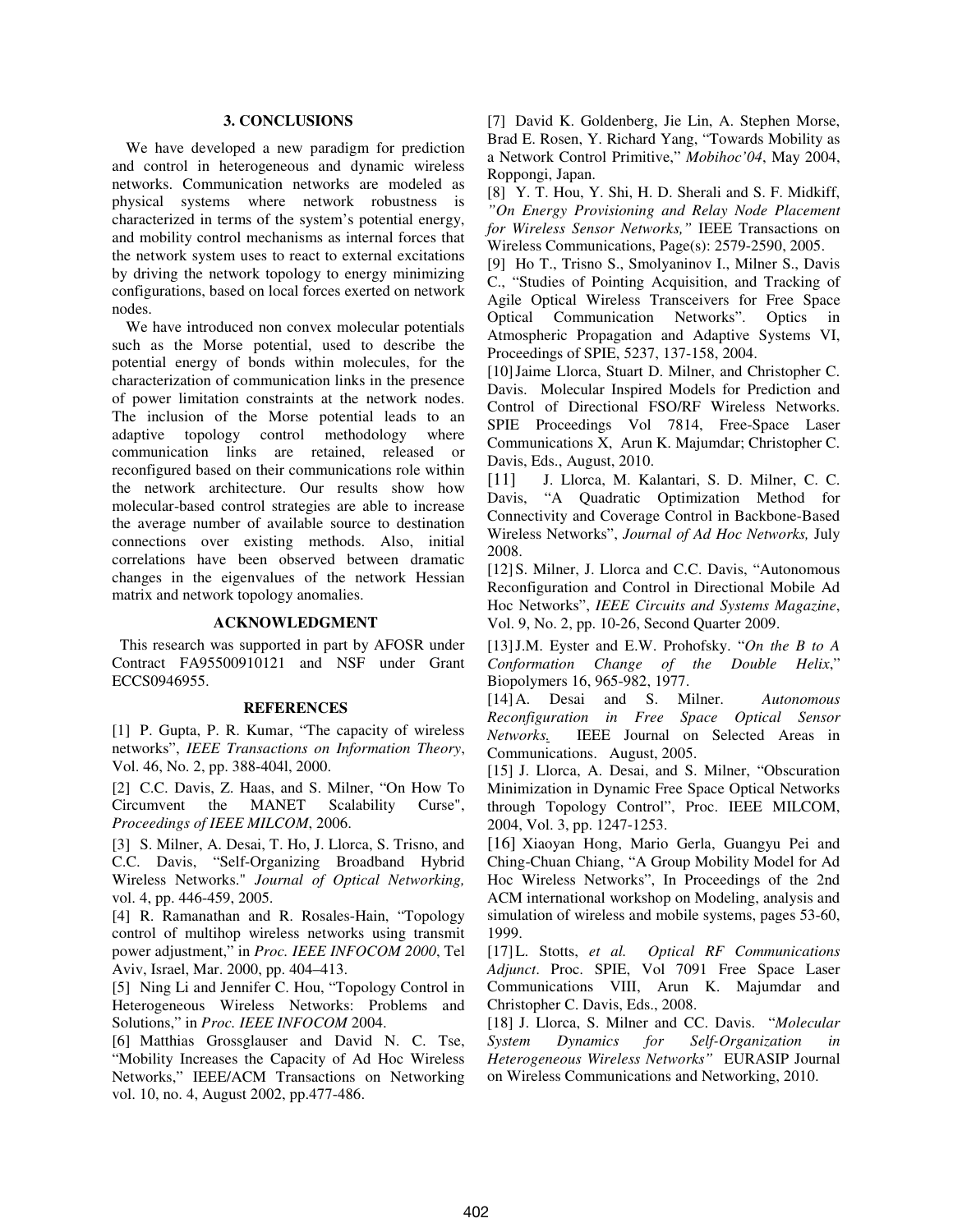## 3. CONCLUSIONS

We have developed a new paradigm for prediction and control in heterogeneous and dynamic wireless networks. Communication networks are modeled as physical systems where network robustness is characterized in terms of the system's potential energy, and mobility control mechanisms as internal forces that the network system uses to react to external excitations by driving the network topology to energy minimizing configurations, based on local forces exerted on network nodes.

We have introduced non convex molecular potentials such as the Morse potential, used to describe the potential energy of bonds within molecules, for the characterization of communication links in the presence of power limitation constraints at the network nodes. The inclusion of the Morse potential leads to an adaptive topology control methodology where communication links are retained, released or reconfigured based on their communications role within the network architecture. Our results show how molecular-based control strategies are able to increase the average number of available source to destination connections over existing methods. Also, initial correlations have been observed between dramatic changes in the eigenvalues of the network Hessian matrix and network topology anomalies.

## ACKNOWLEDGMENT

This research was supported in part by AFOSR under Contract FA95500910121 and NSF under Grant ECCS0946955.

## REFERENCES

[1] P. Gupta, P. R. Kumar, "The capacity of wireless networks", *IEEE Transactions on Information Theory*, Vol. 46, No. 2, pp. 388-404l, 2000.

[2] C.C. Davis, Z. Haas, and S. Milner, "On How To Circumvent the MANET Scalability Curse", *Proceedings of IEEE MILCOM*, 2006.

[3] S. Milner, A. Desai, T. Ho, J. Llorca, S. Trisno, and C.C. Davis, "Self-Organizing Broadband Hybrid Wireless Networks." *Journal of Optical Networking,* vol. 4, pp. 446-459, 2005.

[4] R. Ramanathan and R. Rosales-Hain, "Topology control of multihop wireless networks using transmit power adjustment," in *Proc. IEEE INFOCOM 2000*, Tel Aviv, Israel, Mar. 2000, pp. 404–413.

[5] Ning Li and Jennifer C. Hou, "Topology Control in Heterogeneous Wireless Networks: Problems and Solutions," in *Proc. IEEE INFOCOM* 2004.

[6] Matthias Grossglauser and David N. C. Tse, "Mobility Increases the Capacity of Ad Hoc Wireless Networks," IEEE/ACM Transactions on Networking vol. 10, no. 4, August 2002, pp.477-486.

[7] David K. Goldenberg, Jie Lin, A. Stephen Morse, Brad E. Rosen, Y. Richard Yang, "Towards Mobility as a Network Control Primitive," *Mobihoc'04*, May 2004, Roppongi, Japan.

[8] Y. T. Hou, Y. Shi, H. D. Sherali and S. F. Midkiff, *"On Energy Provisioning and Relay Node Placement for Wireless Sensor Networks,"* IEEE Transactions on Wireless Communications, Page(s): 2579-2590, 2005.

[9] Ho T., Trisno S., Smolyaninov I., Milner S., Davis C., "Studies of Pointing Acquisition, and Tracking of Agile Optical Wireless Transceivers for Free Space Optical Communication Networks". Optics in Atmospheric Propagation and Adaptive Systems VI, Proceedings of SPIE, 5237, 137-158, 2004.

[10] Jaime Llorca, Stuart D. Milner, and Christopher C. Davis. Molecular Inspired Models for Prediction and Control of Directional FSO/RF Wireless Networks. SPIE Proceedings Vol 7814, Free-Space Laser Communications X, Arun K. Majumdar; Christopher C. Davis, Eds., August, 2010.

[11] J. Llorca, M. Kalantari, S. D. Milner, C. C. Davis, "A Quadratic Optimization Method for Connectivity and Coverage Control in Backbone-Based Wireless Networks", *Journal of Ad Hoc Networks,* July 2008.

[12] S. Milner, J. Llorca and C.C. Davis, "Autonomous Reconfiguration and Control in Directional Mobile Ad Hoc Networks", *IEEE Circuits and Systems Magazine*, Vol. 9, No. 2, pp. 10-26, Second Quarter 2009.

[13] J.M. Eyster and E.W. Prohofsky. "*On the B to A Conformation Change of the Double Helix*," Biopolymers 16, 965-982, 1977.

[14] A. Desai and S. Milner. *Autonomous Reconfiguration in Free Space Optical Sensor Networks*. IEEE Journal on Selected Areas in Communications. August, 2005.

[15] J. Llorca, A. Desai, and S. Milner, "Obscuration Minimization in Dynamic Free Space Optical Networks through Topology Control", Proc. IEEE MILCOM, 2004, Vol. 3, pp. 1247-1253.

[16] Xiaoyan Hong, Mario Gerla, Guangyu Pei and Ching-Chuan Chiang, "A Group Mobility Model for Ad Hoc Wireless Networks", In Proceedings of the 2nd ACM international workshop on Modeling, analysis and simulation of wireless and mobile systems, pages 53-60, 1999.

[17] L. Stotts, *et al.* *Optical RF Communications Adjunct*. Proc. SPIE, Vol 7091 Free Space Laser Communications VIII, Arun K. Majumdar and Christopher C. Davis, Eds., 2008.

[18] J. Llorca, S. Milner and CC. Davis. "*Molecular System Dynamics for Self-Organization in Heterogeneous Wireless Networks"* EURASIP Journal on Wireless Communications and Networking, 2010.